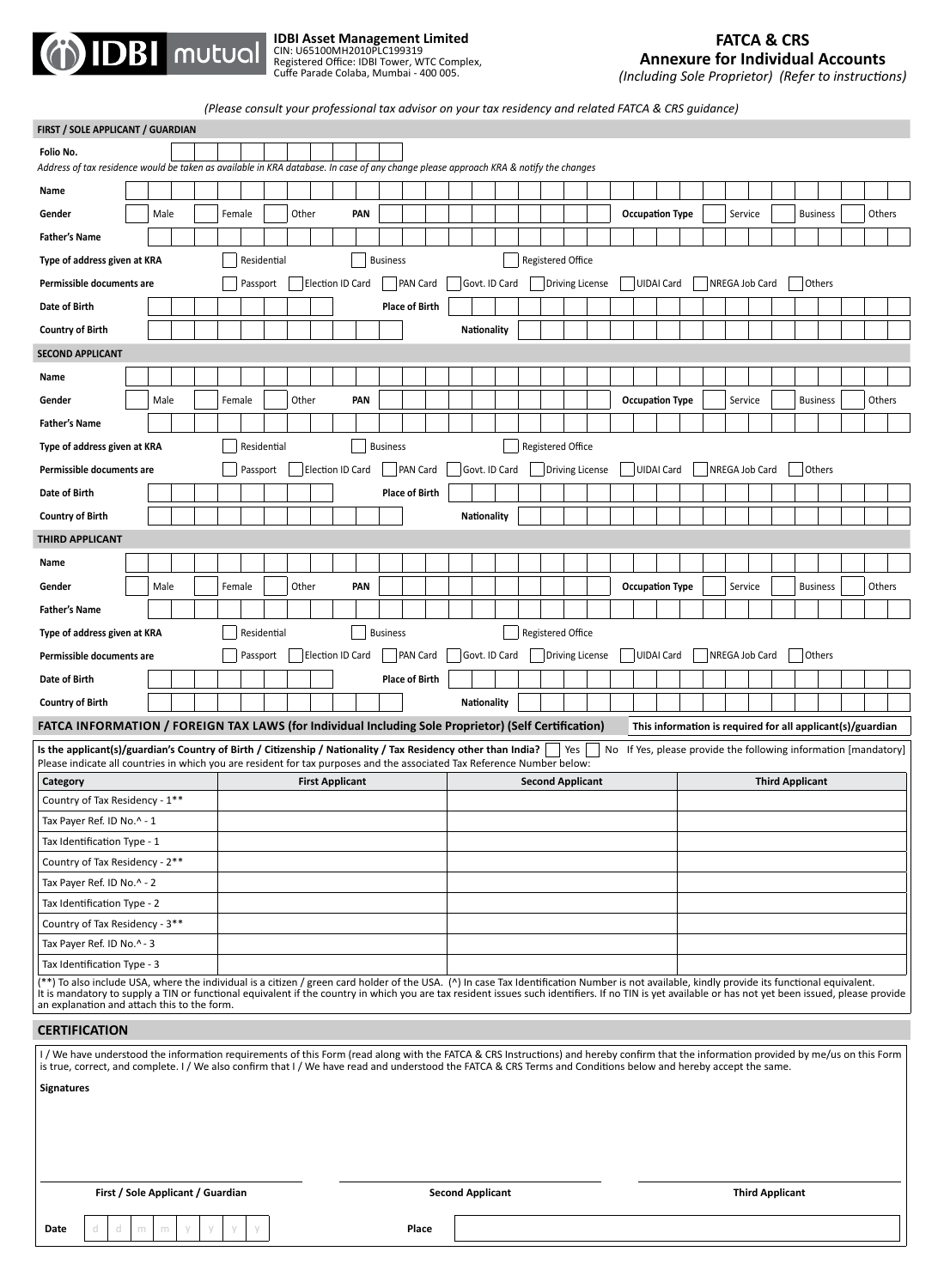**IDBI mutual**

**IDBI Asset Management Limited**
CIN: U65100MH2010PLC199319
Registered Office: IDBI Tower, WTC Complex, Cuffe Parade Colaba, Mumbai - 400 005.

# FATCA & CRS
## Annexure for Individual Accounts
*(Including Sole Proprietor) (Refer to instructions)*

*(Please consult your professional tax advisor on your tax residency and related FATCA & CRS guidance)*

### FIRST / SOLE APPLICANT / GUARDIAN

**Folio No.**

*Address of tax residence would be taken as available in KRA database. In case of any change please approach KRA & notify the changes*

**Name**

**Gender** ☐ Male ☐ Female ☐ Other **PAN** **Occupation Type** ☐ Service ☐ Business ☐ Others

**Father's Name**

**Type of address given at KRA** ☐ Residential ☐ Business ☐ Registered Office

**Permissible documents are** ☐ Passport ☐ Election ID Card ☐ PAN Card ☐ Govt. ID Card ☐ Driving License ☐ UIDAI Card ☐ NREGA Job Card ☐ Others

**Date of Birth** **Place of Birth**

**Country of Birth** **Nationality**

### SECOND APPLICANT

**Name**

**Gender** ☐ Male ☐ Female ☐ Other **PAN** **Occupation Type** ☐ Service ☐ Business ☐ Others

**Father's Name**

**Type of address given at KRA** ☐ Residential ☐ Business ☐ Registered Office

**Permissible documents are** ☐ Passport ☐ Election ID Card ☐ PAN Card ☐ Govt. ID Card ☐ Driving License ☐ UIDAI Card ☐ NREGA Job Card ☐ Others

**Date of Birth** **Place of Birth**

**Country of Birth** **Nationality**

### THIRD APPLICANT

**Name**

**Gender** ☐ Male ☐ Female ☐ Other **PAN** **Occupation Type** ☐ Service ☐ Business ☐ Others

**Father's Name**

**Type of address given at KRA** ☐ Residential ☐ Business ☐ Registered Office

**Permissible documents are** ☐ Passport ☐ Election ID Card ☐ PAN Card ☐ Govt. ID Card ☐ Driving License ☐ UIDAI Card ☐ NREGA Job Card ☐ Others

**Date of Birth** **Place of Birth**

**Country of Birth** **Nationality**

### FATCA INFORMATION / FOREIGN TAX LAWS (for Individual Including Sole Proprietor) (Self Certification)

**This information is required for all applicant(s)/guardian**

**Is the applicant(s)/guardian's Country of Birth / Citizenship / Nationality / Tax Residency other than India?** ☐ Yes ☐ No If Yes, please provide the following information [mandatory]
Please indicate all countries in which you are resident for tax purposes and the associated Tax Reference Number below:

| Category | First Applicant | Second Applicant | Third Applicant |
|---|---|---|---|
| Country of Tax Residency - 1** | | | |
| Tax Payer Ref. ID No.^ - 1 | | | |
| Tax Identification Type - 1 | | | |
| Country of Tax Residency - 2** | | | |
| Tax Payer Ref. ID No.^ - 2 | | | |
| Tax Identification Type - 2 | | | |
| Country of Tax Residency - 3** | | | |
| Tax Payer Ref. ID No.^ - 3 | | | |
| Tax Identification Type - 3 | | | |

(**) To also include USA, where the individual is a citizen / green card holder of the USA. (^) In case Tax Identification Number is not available, kindly provide its functional equivalent. It is mandatory to supply a TIN or functional equivalent if the country in which you are tax resident issues such identifiers. If no TIN is yet available or has not yet been issued, please provide an explanation and attach this to the form.

### CERTIFICATION

I / We have understood the information requirements of this Form (read along with the FATCA & CRS Instructions) and hereby confirm that the information provided by me/us on this Form is true, correct, and complete. I / We also confirm that I / We have read and understood the FATCA & CRS Terms and Conditions below and hereby accept the same.

**Signatures**

**First / Sole Applicant / Guardian** **Second Applicant** **Third Applicant**

**Date** d d m m y y y y **Place**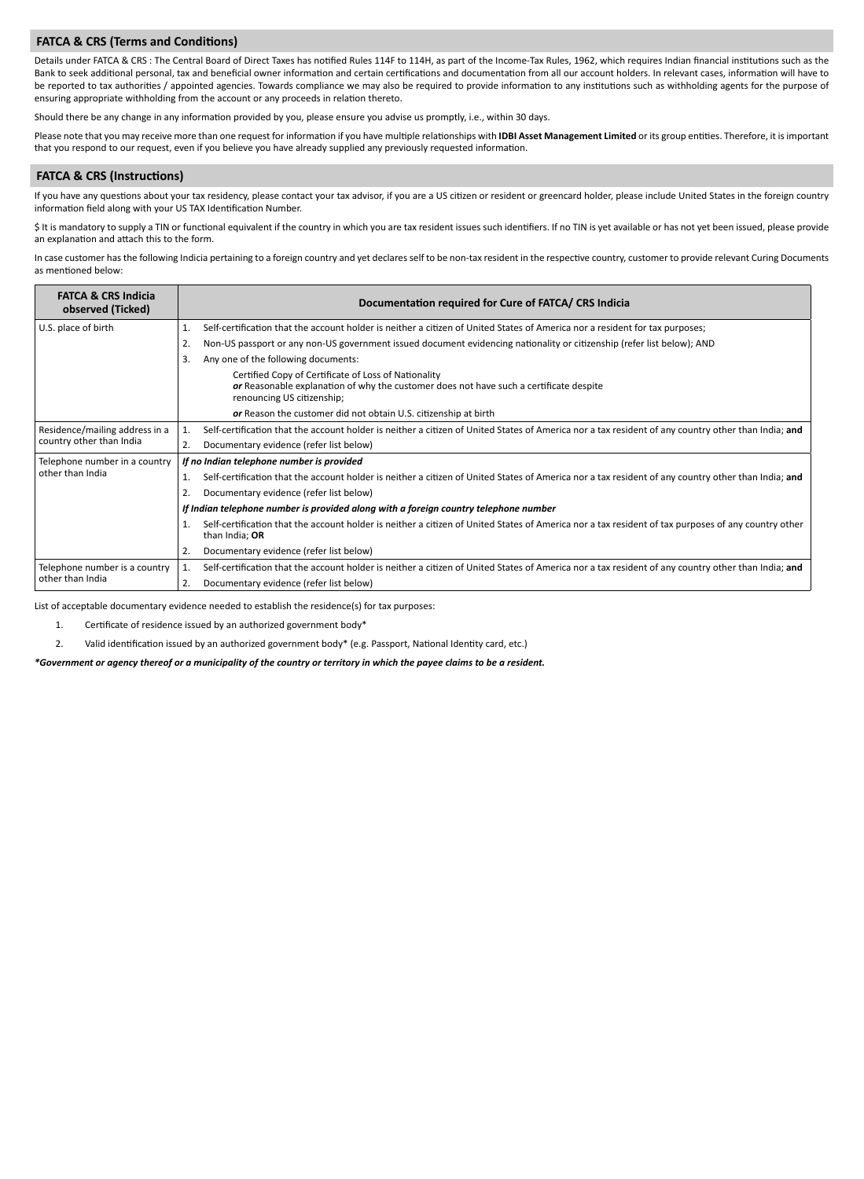## FATCA & CRS (Terms and Conditions)

Details under FATCA & CRS : The Central Board of Direct Taxes has notified Rules 114F to 114H, as part of the Income-Tax Rules, 1962, which requires Indian financial institutions such as the Bank to seek additional personal, tax and beneficial owner information and certain certifications and documentation from all our account holders. In relevant cases, information will have to be reported to tax authorities / appointed agencies. Towards compliance we may also be required to provide information to any institutions such as withholding agents for the purpose of ensuring appropriate withholding from the account or any proceeds in relation thereto.

Should there be any change in any information provided by you, please ensure you advise us promptly, i.e., within 30 days.

Please note that you may receive more than one request for information if you have multiple relationships with **IDBI Asset Management Limited** or its group entities. Therefore, it is important that you respond to our request, even if you believe you have already supplied any previously requested information.

## FATCA & CRS (Instructions)

If you have any questions about your tax residency, please contact your tax advisor, if you are a US citizen or resident or greencard holder, please include United States in the foreign country information field along with your US TAX Identification Number.

$ It is mandatory to supply a TIN or functional equivalent if the country in which you are tax resident issues such identifiers. If no TIN is yet available or has not yet been issued, please provide an explanation and attach this to the form.

In case customer has the following Indicia pertaining to a foreign country and yet declares self to be non-tax resident in the respective country, customer to provide relevant Curing Documents as mentioned below:

| FATCA & CRS Indicia observed (Ticked) | Documentation required for Cure of FATCA/ CRS Indicia |
|---|---|
| U.S. place of birth | 1. Self-certification that the account holder is neither a citizen of United States of America nor a resident for tax purposes; |
| | 2. Non-US passport or any non-US government issued document evidencing nationality or citizenship (refer list below); AND |
| | 3. Any one of the following documents: |
| | Certified Copy of Certificate of Loss of Nationality *or* Reasonable explanation of why the customer does not have such a certificate despite renouncing US citizenship; |
| | *or* Reason the customer did not obtain U.S. citizenship at birth |
| Residence/mailing address in a country other than India | 1. Self-certification that the account holder is neither a citizen of United States of America nor a tax resident of any country other than India; **and** |
| | 2. Documentary evidence (refer list below) |
| Telephone number in a country other than India | ***If no Indian telephone number is provided*** |
| | 1. Self-certification that the account holder is neither a citizen of United States of America nor a tax resident of any country other than India; **and** |
| | 2. Documentary evidence (refer list below) |
| | ***If Indian telephone number is provided along with a foreign country telephone number*** |
| | 1. Self-certification that the account holder is neither a citizen of United States of America nor a tax resident of tax purposes of any country other than India; **OR** |
| | 2. Documentary evidence (refer list below) |
| Telephone number is a country other than India | 1. Self-certification that the account holder is neither a citizen of United States of America nor a tax resident of any country other than India; **and** |
| | 2. Documentary evidence (refer list below) |

List of acceptable documentary evidence needed to establish the residence(s) for tax purposes:

1. Certificate of residence issued by an authorized government body*
2. Valid identification issued by an authorized government body* (e.g. Passport, National Identity card, etc.)

***Government or agency thereof or a municipality of the country or territory in which the payee claims to be a resident.***